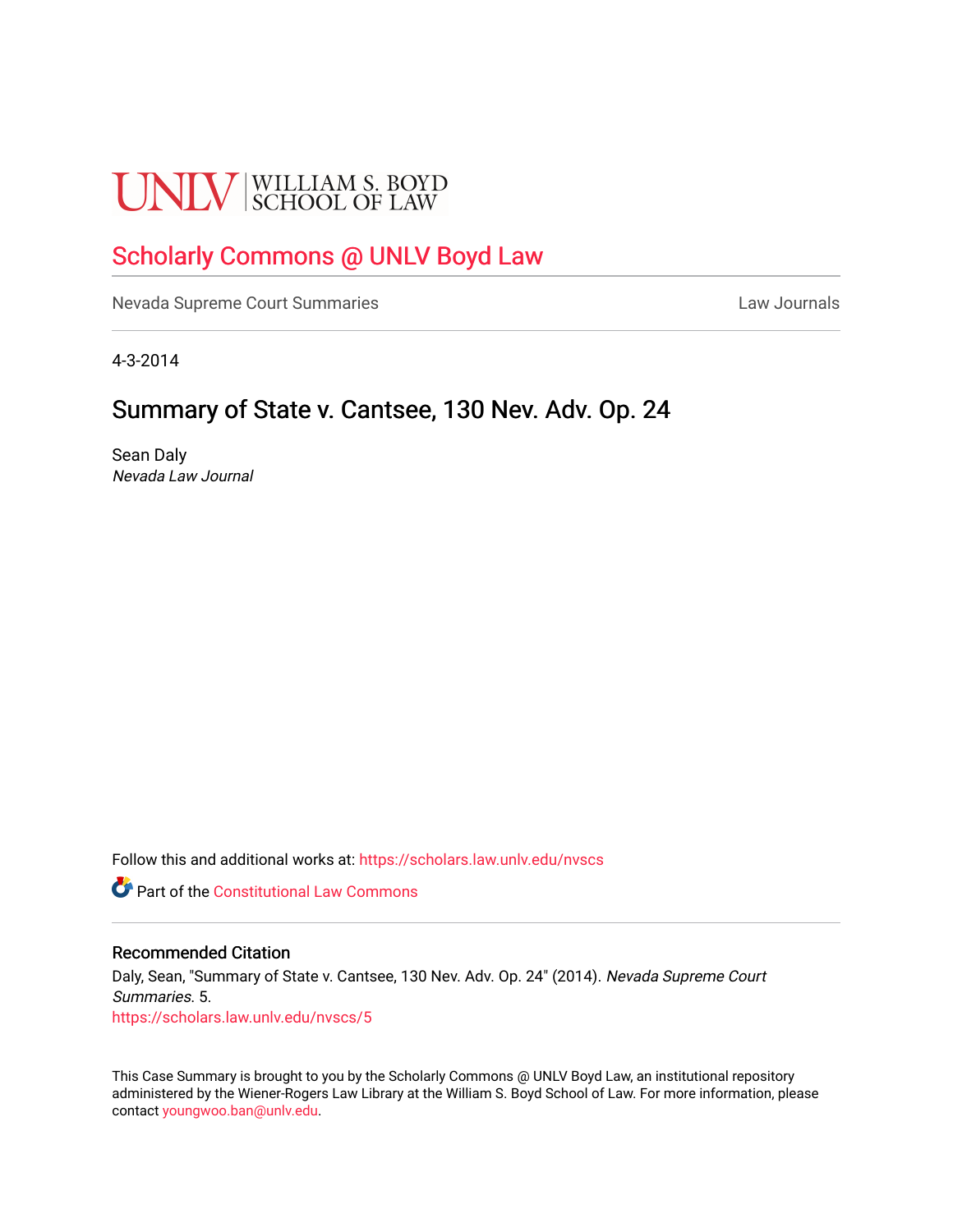UNLV | WILLIAM S. BOYD SCHOOL OF LAW

# Scholarly Commons @ UNLV Boyd Law

Nevada Supreme Court Summaries | Law Journals

4-3-2014

## Summary of State v. Cantsee, 130 Nev. Adv. Op. 24

Sean Daly
*Nevada Law Journal*

Follow this and additional works at: https://scholars.law.unlv.edu/nvscs

Part of the Constitutional Law Commons

### Recommended Citation

Daly, Sean, "Summary of State v. Cantsee, 130 Nev. Adv. Op. 24" (2014). *Nevada Supreme Court Summaries*. 5.
https://scholars.law.unlv.edu/nvscs/5

This Case Summary is brought to you by the Scholarly Commons @ UNLV Boyd Law, an institutional repository administered by the Wiener-Rogers Law Library at the William S. Boyd School of Law. For more information, please contact youngwoo.ban@unlv.edu.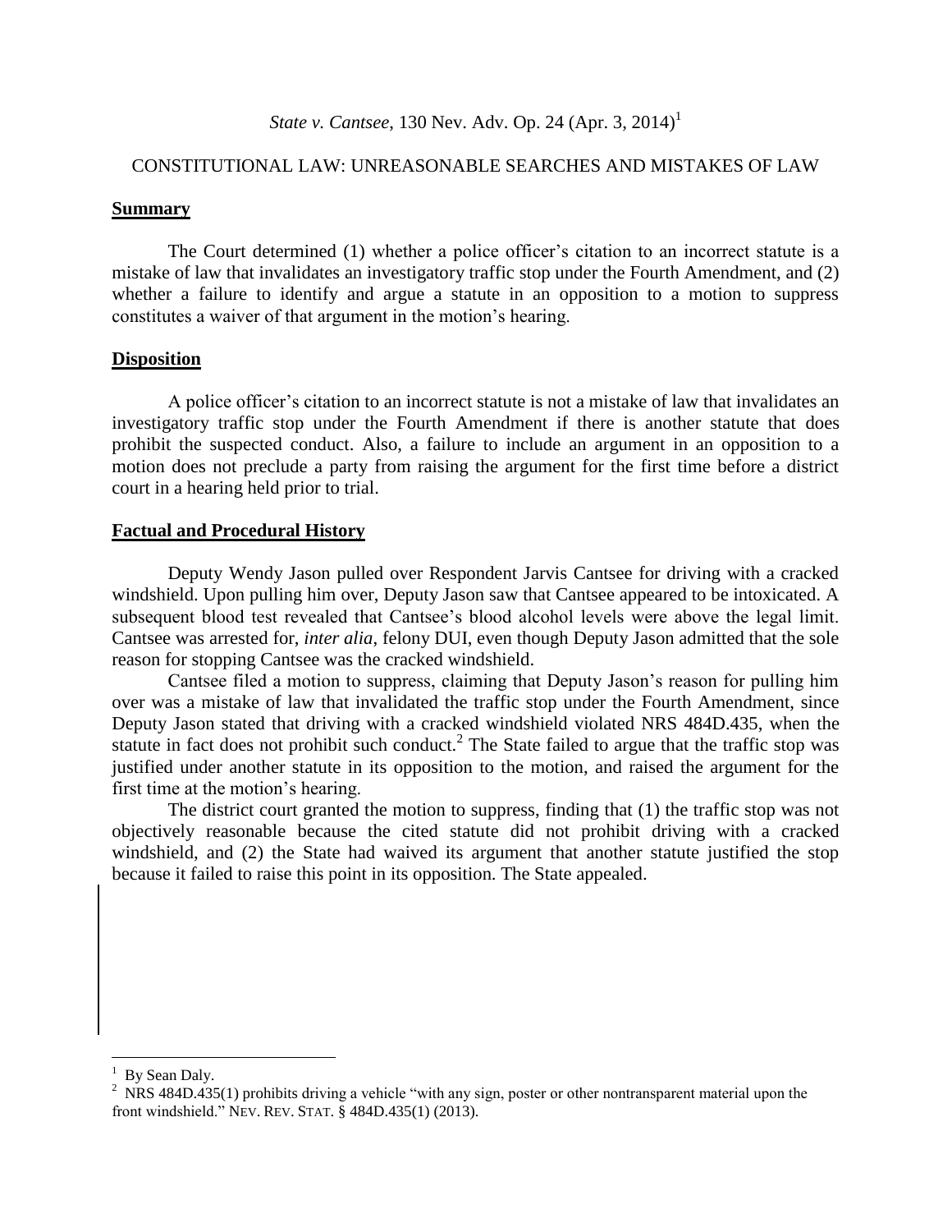*State v. Cantsee*, 130 Nev. Adv. Op. 24 (Apr. 3, 2014)[1]

CONSTITUTIONAL LAW: UNREASONABLE SEARCHES AND MISTAKES OF LAW

## Summary

The Court determined (1) whether a police officer's citation to an incorrect statute is a mistake of law that invalidates an investigatory traffic stop under the Fourth Amendment, and (2) whether a failure to identify and argue a statute in an opposition to a motion to suppress constitutes a waiver of that argument in the motion's hearing.

## Disposition

A police officer's citation to an incorrect statute is not a mistake of law that invalidates an investigatory traffic stop under the Fourth Amendment if there is another statute that does prohibit the suspected conduct. Also, a failure to include an argument in an opposition to a motion does not preclude a party from raising the argument for the first time before a district court in a hearing held prior to trial.

## Factual and Procedural History

Deputy Wendy Jason pulled over Respondent Jarvis Cantsee for driving with a cracked windshield. Upon pulling him over, Deputy Jason saw that Cantsee appeared to be intoxicated. A subsequent blood test revealed that Cantsee's blood alcohol levels were above the legal limit. Cantsee was arrested for, *inter alia*, felony DUI, even though Deputy Jason admitted that the sole reason for stopping Cantsee was the cracked windshield.

Cantsee filed a motion to suppress, claiming that Deputy Jason's reason for pulling him over was a mistake of law that invalidated the traffic stop under the Fourth Amendment, since Deputy Jason stated that driving with a cracked windshield violated NRS 484D.435, when the statute in fact does not prohibit such conduct.[2] The State failed to argue that the traffic stop was justified under another statute in its opposition to the motion, and raised the argument for the first time at the motion's hearing.

The district court granted the motion to suppress, finding that (1) the traffic stop was not objectively reasonable because the cited statute did not prohibit driving with a cracked windshield, and (2) the State had waived its argument that another statute justified the stop because it failed to raise this point in its opposition. The State appealed.

---

[1] By Sean Daly.

[2] NRS 484D.435(1) prohibits driving a vehicle "with any sign, poster or other nontransparent material upon the front windshield." NEV. REV. STAT. § 484D.435(1) (2013).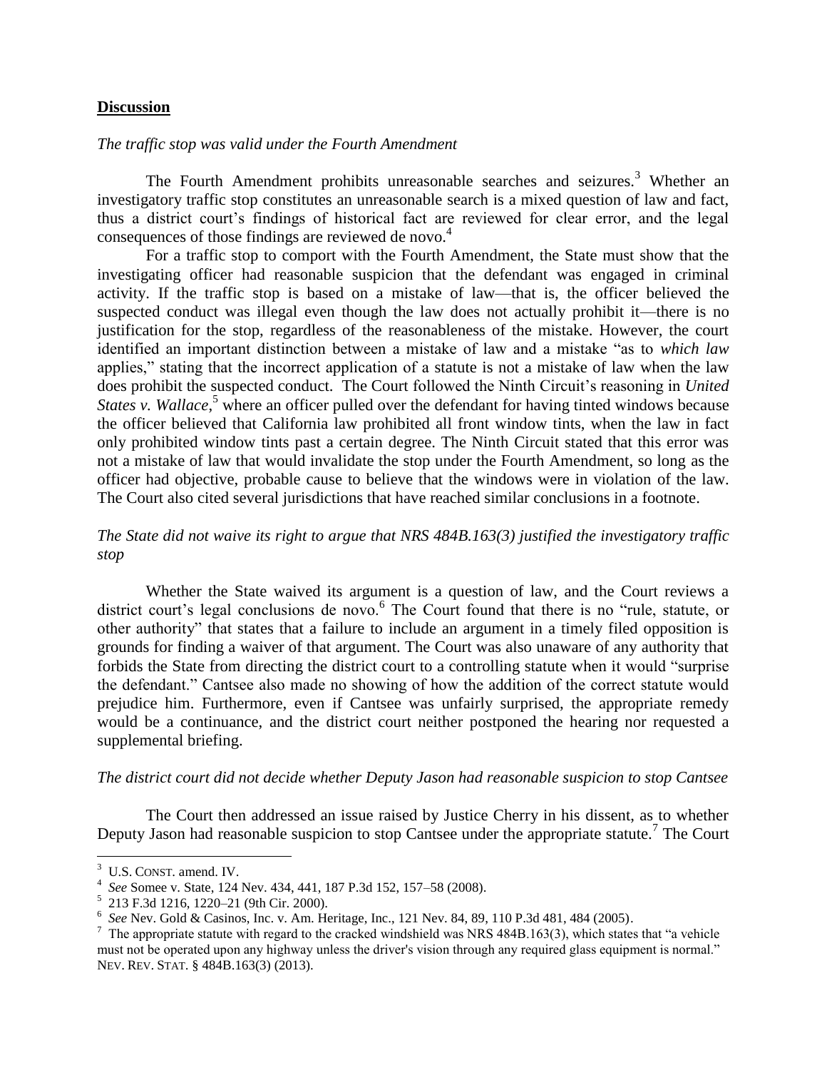## **Discussion**

*The traffic stop was valid under the Fourth Amendment*

The Fourth Amendment prohibits unreasonable searches and seizures.[3] Whether an investigatory traffic stop constitutes an unreasonable search is a mixed question of law and fact, thus a district court's findings of historical fact are reviewed for clear error, and the legal consequences of those findings are reviewed de novo.[4]

For a traffic stop to comport with the Fourth Amendment, the State must show that the investigating officer had reasonable suspicion that the defendant was engaged in criminal activity. If the traffic stop is based on a mistake of law—that is, the officer believed the suspected conduct was illegal even though the law does not actually prohibit it—there is no justification for the stop, regardless of the reasonableness of the mistake. However, the court identified an important distinction between a mistake of law and a mistake "as to *which law* applies," stating that the incorrect application of a statute is not a mistake of law when the law does prohibit the suspected conduct. The Court followed the Ninth Circuit's reasoning in *United States v. Wallace*,[5] where an officer pulled over the defendant for having tinted windows because the officer believed that California law prohibited all front window tints, when the law in fact only prohibited window tints past a certain degree. The Ninth Circuit stated that this error was not a mistake of law that would invalidate the stop under the Fourth Amendment, so long as the officer had objective, probable cause to believe that the windows were in violation of the law. The Court also cited several jurisdictions that have reached similar conclusions in a footnote.

*The State did not waive its right to argue that NRS 484B.163(3) justified the investigatory traffic stop*

Whether the State waived its argument is a question of law, and the Court reviews a district court's legal conclusions de novo.[6] The Court found that there is no "rule, statute, or other authority" that states that a failure to include an argument in a timely filed opposition is grounds for finding a waiver of that argument. The Court was also unaware of any authority that forbids the State from directing the district court to a controlling statute when it would "surprise the defendant." Cantsee also made no showing of how the addition of the correct statute would prejudice him. Furthermore, even if Cantsee was unfairly surprised, the appropriate remedy would be a continuance, and the district court neither postponed the hearing nor requested a supplemental briefing.

*The district court did not decide whether Deputy Jason had reasonable suspicion to stop Cantsee*

The Court then addressed an issue raised by Justice Cherry in his dissent, as to whether Deputy Jason had reasonable suspicion to stop Cantsee under the appropriate statute.[7] The Court

---

[3] U.S. CONST. amend. IV.

[4] *See* Somee v. State, 124 Nev. 434, 441, 187 P.3d 152, 157–58 (2008).

[5] 213 F.3d 1216, 1220–21 (9th Cir. 2000).

[6] *See* Nev. Gold & Casinos, Inc. v. Am. Heritage, Inc., 121 Nev. 84, 89, 110 P.3d 481, 484 (2005).

[7] The appropriate statute with regard to the cracked windshield was NRS 484B.163(3), which states that "a vehicle must not be operated upon any highway unless the driver's vision through any required glass equipment is normal." NEV. REV. STAT. § 484B.163(3) (2013).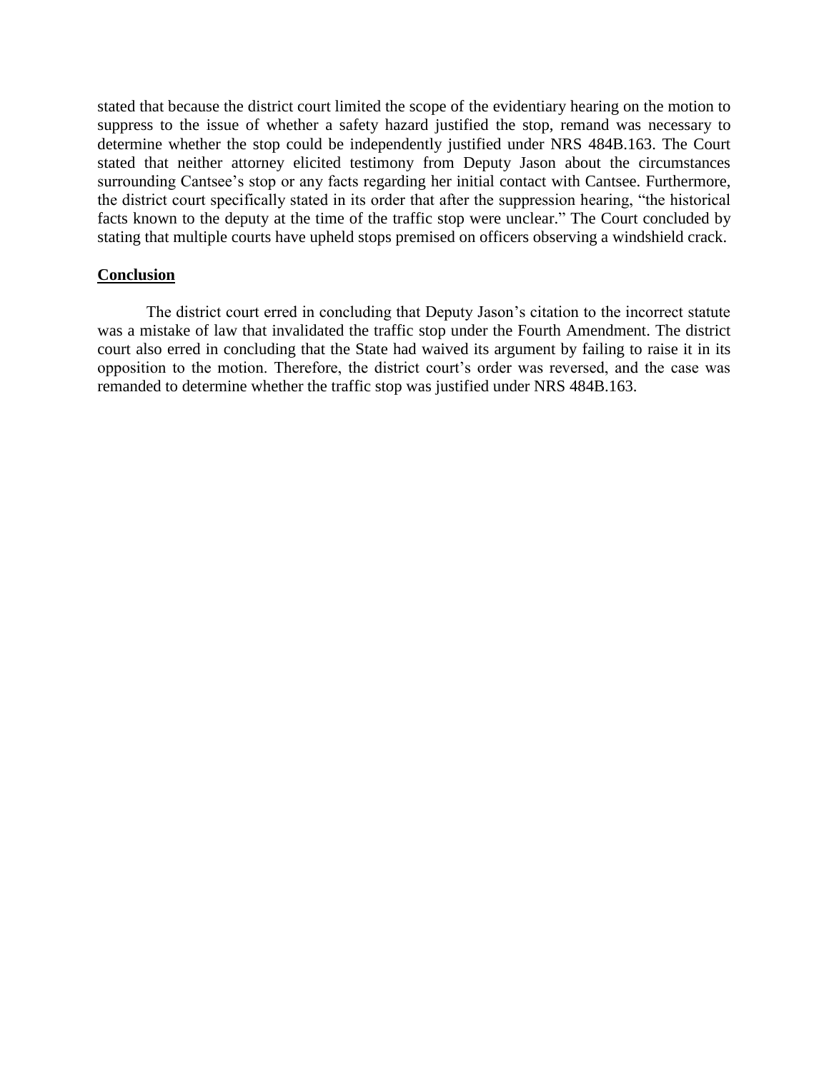stated that because the district court limited the scope of the evidentiary hearing on the motion to suppress to the issue of whether a safety hazard justified the stop, remand was necessary to determine whether the stop could be independently justified under NRS 484B.163. The Court stated that neither attorney elicited testimony from Deputy Jason about the circumstances surrounding Cantsee's stop or any facts regarding her initial contact with Cantsee. Furthermore, the district court specifically stated in its order that after the suppression hearing, "the historical facts known to the deputy at the time of the traffic stop were unclear." The Court concluded by stating that multiple courts have upheld stops premised on officers observing a windshield crack.

## Conclusion

The district court erred in concluding that Deputy Jason's citation to the incorrect statute was a mistake of law that invalidated the traffic stop under the Fourth Amendment. The district court also erred in concluding that the State had waived its argument by failing to raise it in its opposition to the motion. Therefore, the district court's order was reversed, and the case was remanded to determine whether the traffic stop was justified under NRS 484B.163.